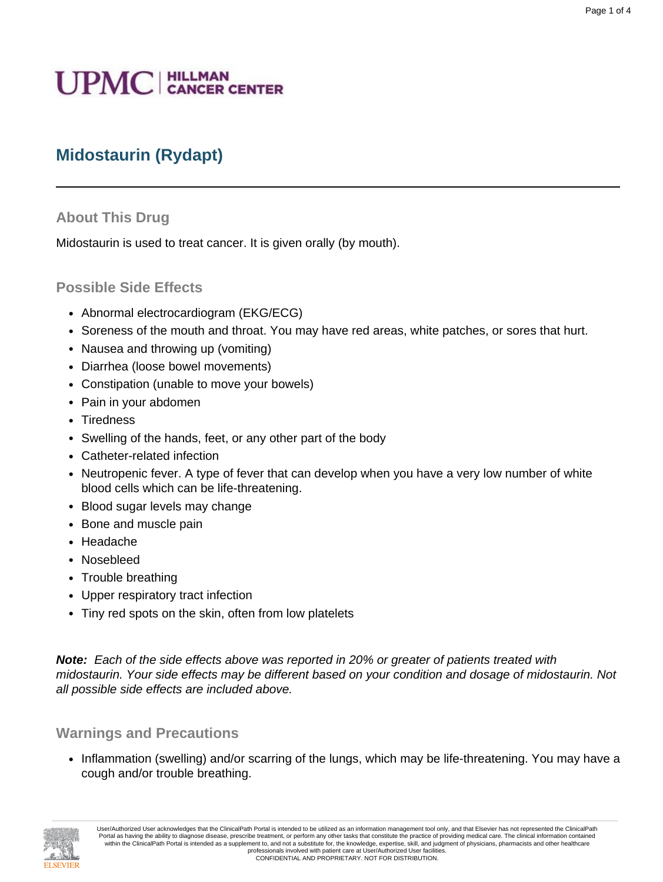UPMC | HILLMAN CANCER CENTER

# Midostaurin (Rydapt)

## About This Drug

Midostaurin is used to treat cancer. It is given orally (by mouth).

## Possible Side Effects

- Abnormal electrocardiogram (EKG/ECG)
- Soreness of the mouth and throat. You may have red areas, white patches, or sores that hurt.
- Nausea and throwing up (vomiting)
- Diarrhea (loose bowel movements)
- Constipation (unable to move your bowels)
- Pain in your abdomen
- Tiredness
- Swelling of the hands, feet, or any other part of the body
- Catheter-related infection
- Neutropenic fever. A type of fever that can develop when you have a very low number of white blood cells which can be life-threatening.
- Blood sugar levels may change
- Bone and muscle pain
- Headache
- Nosebleed
- Trouble breathing
- Upper respiratory tract infection
- Tiny red spots on the skin, often from low platelets

***Note:*** *Each of the side effects above was reported in 20% or greater of patients treated with midostaurin. Your side effects may be different based on your condition and dosage of midostaurin. Not all possible side effects are included above.*

## Warnings and Precautions

- Inflammation (swelling) and/or scarring of the lungs, which may be life-threatening. You may have a cough and/or trouble breathing.

User/Authorized User acknowledges that the ClinicalPath Portal is intended to be utilized as an information management tool only, and that Elsevier has not represented the ClinicalPath Portal as having the ability to diagnose disease, prescribe treatment, or perform any other tasks that constitute the practice of providing medical care. The clinical information contained within the ClinicalPath Portal is intended as a supplement to, and not a substitute for, the knowledge, expertise, skill, and judgment of physicians, pharmacists and other healthcare professionals involved with patient care at User/Authorized User facilities.
CONFIDENTIAL AND PROPRIETARY. NOT FOR DISTRIBUTION.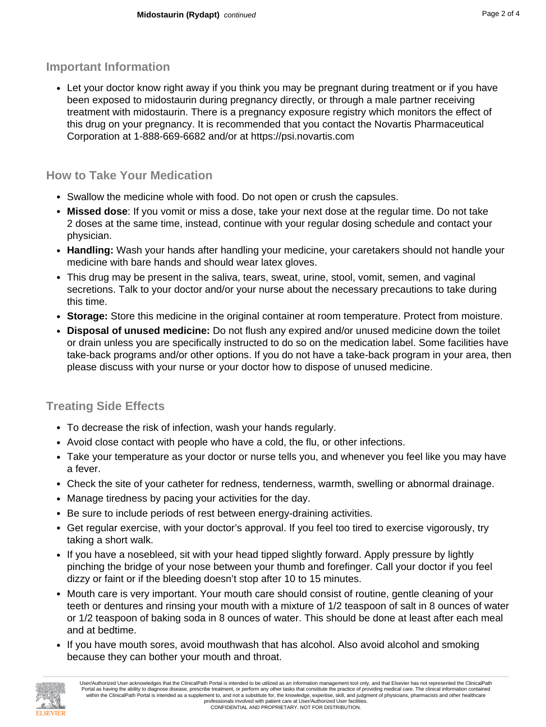## Important Information

- Let your doctor know right away if you think you may be pregnant during treatment or if you have been exposed to midostaurin during pregnancy directly, or through a male partner receiving treatment with midostaurin. There is a pregnancy exposure registry which monitors the effect of this drug on your pregnancy. It is recommended that you contact the Novartis Pharmaceutical Corporation at 1-888-669-6682 and/or at https://psi.novartis.com

## How to Take Your Medication

- Swallow the medicine whole with food. Do not open or crush the capsules.
- **Missed dose**: If you vomit or miss a dose, take your next dose at the regular time. Do not take 2 doses at the same time, instead, continue with your regular dosing schedule and contact your physician.
- **Handling:** Wash your hands after handling your medicine, your caretakers should not handle your medicine with bare hands and should wear latex gloves.
- This drug may be present in the saliva, tears, sweat, urine, stool, vomit, semen, and vaginal secretions. Talk to your doctor and/or your nurse about the necessary precautions to take during this time.
- **Storage:** Store this medicine in the original container at room temperature. Protect from moisture.
- **Disposal of unused medicine:** Do not flush any expired and/or unused medicine down the toilet or drain unless you are specifically instructed to do so on the medication label. Some facilities have take-back programs and/or other options. If you do not have a take-back program in your area, then please discuss with your nurse or your doctor how to dispose of unused medicine.

## Treating Side Effects

- To decrease the risk of infection, wash your hands regularly.
- Avoid close contact with people who have a cold, the flu, or other infections.
- Take your temperature as your doctor or nurse tells you, and whenever you feel like you may have a fever.
- Check the site of your catheter for redness, tenderness, warmth, swelling or abnormal drainage.
- Manage tiredness by pacing your activities for the day.
- Be sure to include periods of rest between energy-draining activities.
- Get regular exercise, with your doctor's approval. If you feel too tired to exercise vigorously, try taking a short walk.
- If you have a nosebleed, sit with your head tipped slightly forward. Apply pressure by lightly pinching the bridge of your nose between your thumb and forefinger. Call your doctor if you feel dizzy or faint or if the bleeding doesn't stop after 10 to 15 minutes.
- Mouth care is very important. Your mouth care should consist of routine, gentle cleaning of your teeth or dentures and rinsing your mouth with a mixture of 1/2 teaspoon of salt in 8 ounces of water or 1/2 teaspoon of baking soda in 8 ounces of water. This should be done at least after each meal and at bedtime.
- If you have mouth sores, avoid mouthwash that has alcohol. Also avoid alcohol and smoking because they can bother your mouth and throat.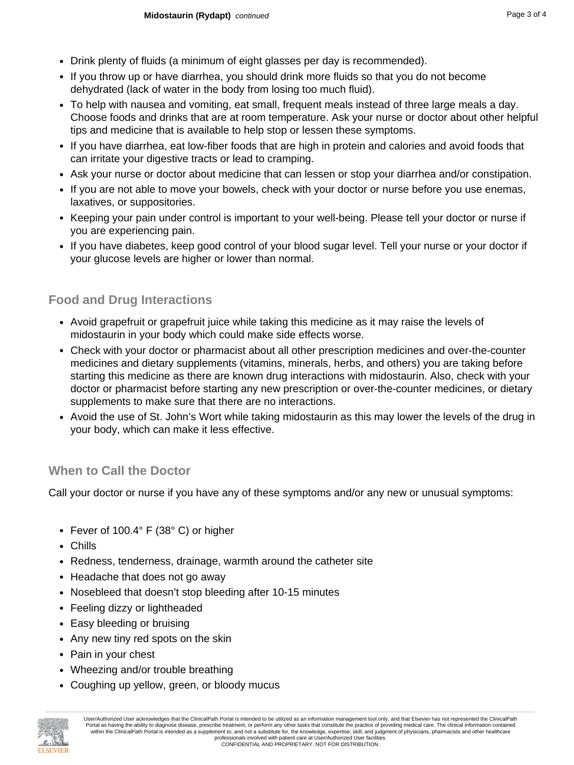- Drink plenty of fluids (a minimum of eight glasses per day is recommended).
- If you throw up or have diarrhea, you should drink more fluids so that you do not become dehydrated (lack of water in the body from losing too much fluid).
- To help with nausea and vomiting, eat small, frequent meals instead of three large meals a day. Choose foods and drinks that are at room temperature. Ask your nurse or doctor about other helpful tips and medicine that is available to help stop or lessen these symptoms.
- If you have diarrhea, eat low-fiber foods that are high in protein and calories and avoid foods that can irritate your digestive tracts or lead to cramping.
- Ask your nurse or doctor about medicine that can lessen or stop your diarrhea and/or constipation.
- If you are not able to move your bowels, check with your doctor or nurse before you use enemas, laxatives, or suppositories.
- Keeping your pain under control is important to your well-being. Please tell your doctor or nurse if you are experiencing pain.
- If you have diabetes, keep good control of your blood sugar level. Tell your nurse or your doctor if your glucose levels are higher or lower than normal.

## Food and Drug Interactions

- Avoid grapefruit or grapefruit juice while taking this medicine as it may raise the levels of midostaurin in your body which could make side effects worse.
- Check with your doctor or pharmacist about all other prescription medicines and over-the-counter medicines and dietary supplements (vitamins, minerals, herbs, and others) you are taking before starting this medicine as there are known drug interactions with midostaurin. Also, check with your doctor or pharmacist before starting any new prescription or over-the-counter medicines, or dietary supplements to make sure that there are no interactions.
- Avoid the use of St. John's Wort while taking midostaurin as this may lower the levels of the drug in your body, which can make it less effective.

## When to Call the Doctor

Call your doctor or nurse if you have any of these symptoms and/or any new or unusual symptoms:

- Fever of 100.4° F (38° C) or higher
- Chills
- Redness, tenderness, drainage, warmth around the catheter site
- Headache that does not go away
- Nosebleed that doesn't stop bleeding after 10-15 minutes
- Feeling dizzy or lightheaded
- Easy bleeding or bruising
- Any new tiny red spots on the skin
- Pain in your chest
- Wheezing and/or trouble breathing
- Coughing up yellow, green, or bloody mucus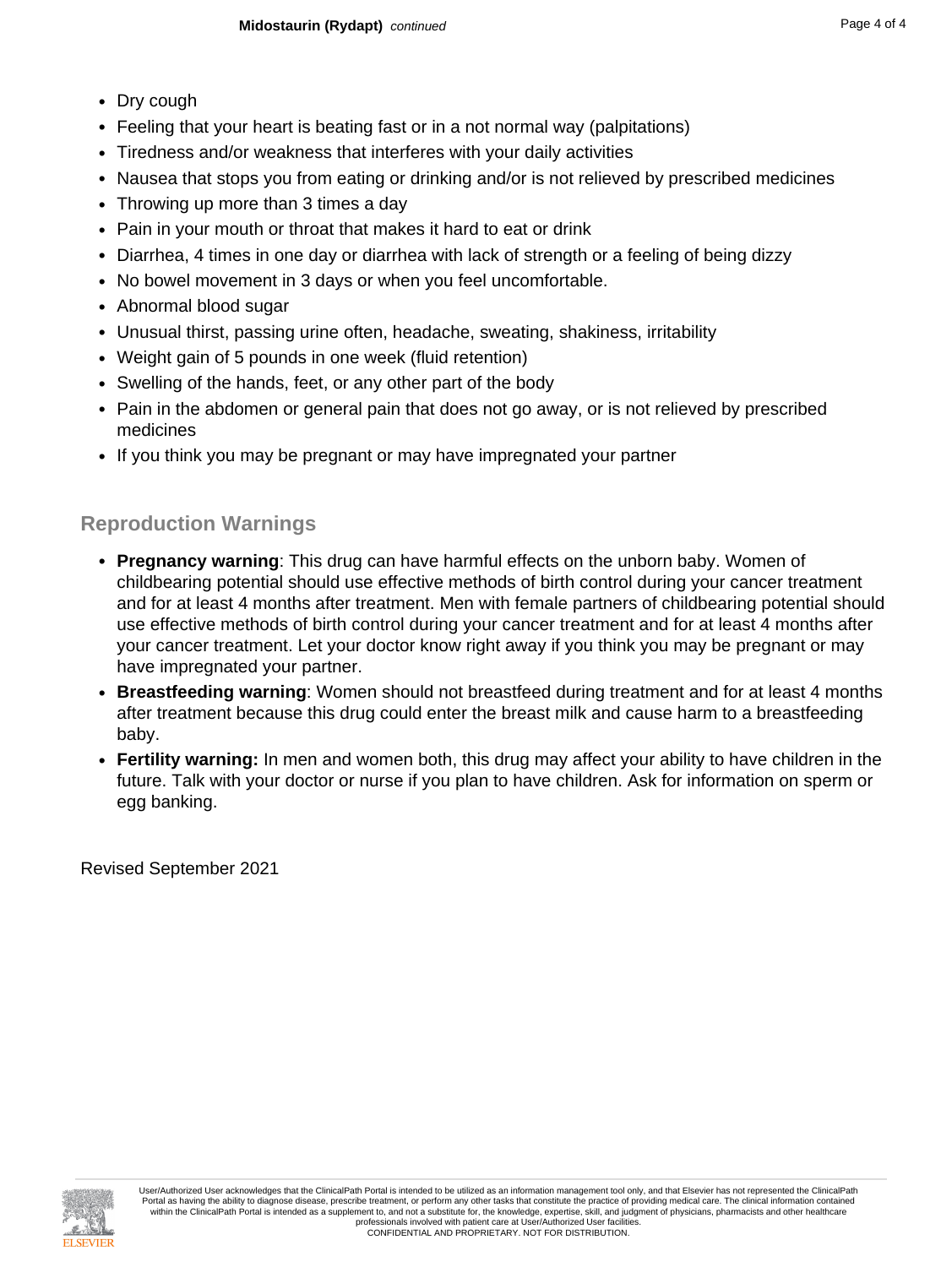- Dry cough
- Feeling that your heart is beating fast or in a not normal way (palpitations)
- Tiredness and/or weakness that interferes with your daily activities
- Nausea that stops you from eating or drinking and/or is not relieved by prescribed medicines
- Throwing up more than 3 times a day
- Pain in your mouth or throat that makes it hard to eat or drink
- Diarrhea, 4 times in one day or diarrhea with lack of strength or a feeling of being dizzy
- No bowel movement in 3 days or when you feel uncomfortable.
- Abnormal blood sugar
- Unusual thirst, passing urine often, headache, sweating, shakiness, irritability
- Weight gain of 5 pounds in one week (fluid retention)
- Swelling of the hands, feet, or any other part of the body
- Pain in the abdomen or general pain that does not go away, or is not relieved by prescribed medicines
- If you think you may be pregnant or may have impregnated your partner

## Reproduction Warnings

- **Pregnancy warning**: This drug can have harmful effects on the unborn baby. Women of childbearing potential should use effective methods of birth control during your cancer treatment and for at least 4 months after treatment. Men with female partners of childbearing potential should use effective methods of birth control during your cancer treatment and for at least 4 months after your cancer treatment. Let your doctor know right away if you think you may be pregnant or may have impregnated your partner.
- **Breastfeeding warning**: Women should not breastfeed during treatment and for at least 4 months after treatment because this drug could enter the breast milk and cause harm to a breastfeeding baby.
- **Fertility warning:** In men and women both, this drug may affect your ability to have children in the future. Talk with your doctor or nurse if you plan to have children. Ask for information on sperm or egg banking.

Revised September 2021

User/Authorized User acknowledges that the ClinicalPath Portal is intended to be utilized as an information management tool only, and that Elsevier has not represented the ClinicalPath Portal as having the ability to diagnose disease, prescribe treatment, or perform any other tasks that constitute the practice of providing medical care. The clinical information contained within the ClinicalPath Portal is intended as a supplement to, and not a substitute for, the knowledge, expertise, skill, and judgment of physicians, pharmacists and other healthcare professionals involved with patient care at User/Authorized User facilities.
CONFIDENTIAL AND PROPRIETARY. NOT FOR DISTRIBUTION.